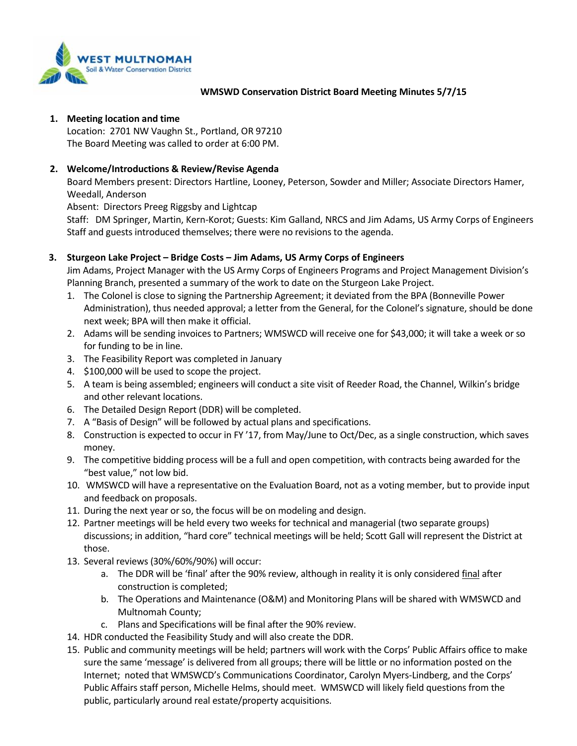**WMSWD Conservation District Board Meeting Minutes 5/7/15**

1. **Meeting location and time**
   Location: 2701 NW Vaughn St., Portland, OR 97210
   The Board Meeting was called to order at 6:00 PM.

2. **Welcome/Introductions & Review/Revise Agenda**
   Board Members present: Directors Hartline, Looney, Peterson, Sowder and Miller; Associate Directors Hamer, Weedall, Anderson
   Absent: Directors Preeg Riggsby and Lightcap
   Staff: DM Springer, Martin, Kern-Korot; Guests: Kim Galland, NRCS and Jim Adams, US Army Corps of Engineers
   Staff and guests introduced themselves; there were no revisions to the agenda.

3. **Sturgeon Lake Project – Bridge Costs – Jim Adams, US Army Corps of Engineers**
   Jim Adams, Project Manager with the US Army Corps of Engineers Programs and Project Management Division's Planning Branch, presented a summary of the work to date on the Sturgeon Lake Project.
   1. The Colonel is close to signing the Partnership Agreement; it deviated from the BPA (Bonneville Power Administration), thus needed approval; a letter from the General, for the Colonel's signature, should be done next week; BPA will then make it official.
   2. Adams will be sending invoices to Partners; WMSWCD will receive one for $43,000; it will take a week or so for funding to be in line.
   3. The Feasibility Report was completed in January
   4. $100,000 will be used to scope the project.
   5. A team is being assembled; engineers will conduct a site visit of Reeder Road, the Channel, Wilkin's bridge and other relevant locations.
   6. The Detailed Design Report (DDR) will be completed.
   7. A "Basis of Design" will be followed by actual plans and specifications.
   8. Construction is expected to occur in FY '17, from May/June to Oct/Dec, as a single construction, which saves money.
   9. The competitive bidding process will be a full and open competition, with contracts being awarded for the "best value," not low bid.
   10. WMSWCD will have a representative on the Evaluation Board, not as a voting member, but to provide input and feedback on proposals.
   11. During the next year or so, the focus will be on modeling and design.
   12. Partner meetings will be held every two weeks for technical and managerial (two separate groups) discussions; in addition, "hard core" technical meetings will be held; Scott Gall will represent the District at those.
   13. Several reviews (30%/60%/90%) will occur:
       a. The DDR will be 'final' after the 90% review, although in reality it is only considered <u>final</u> after construction is completed;
       b. The Operations and Maintenance (O&M) and Monitoring Plans will be shared with WMSWCD and Multnomah County;
       c. Plans and Specifications will be final after the 90% review.
   14. HDR conducted the Feasibility Study and will also create the DDR.
   15. Public and community meetings will be held; partners will work with the Corps' Public Affairs office to make sure the same 'message' is delivered from all groups; there will be little or no information posted on the Internet; noted that WMSWCD's Communications Coordinator, Carolyn Myers-Lindberg, and the Corps' Public Affairs staff person, Michelle Helms, should meet. WMSWCD will likely field questions from the public, particularly around real estate/property acquisitions.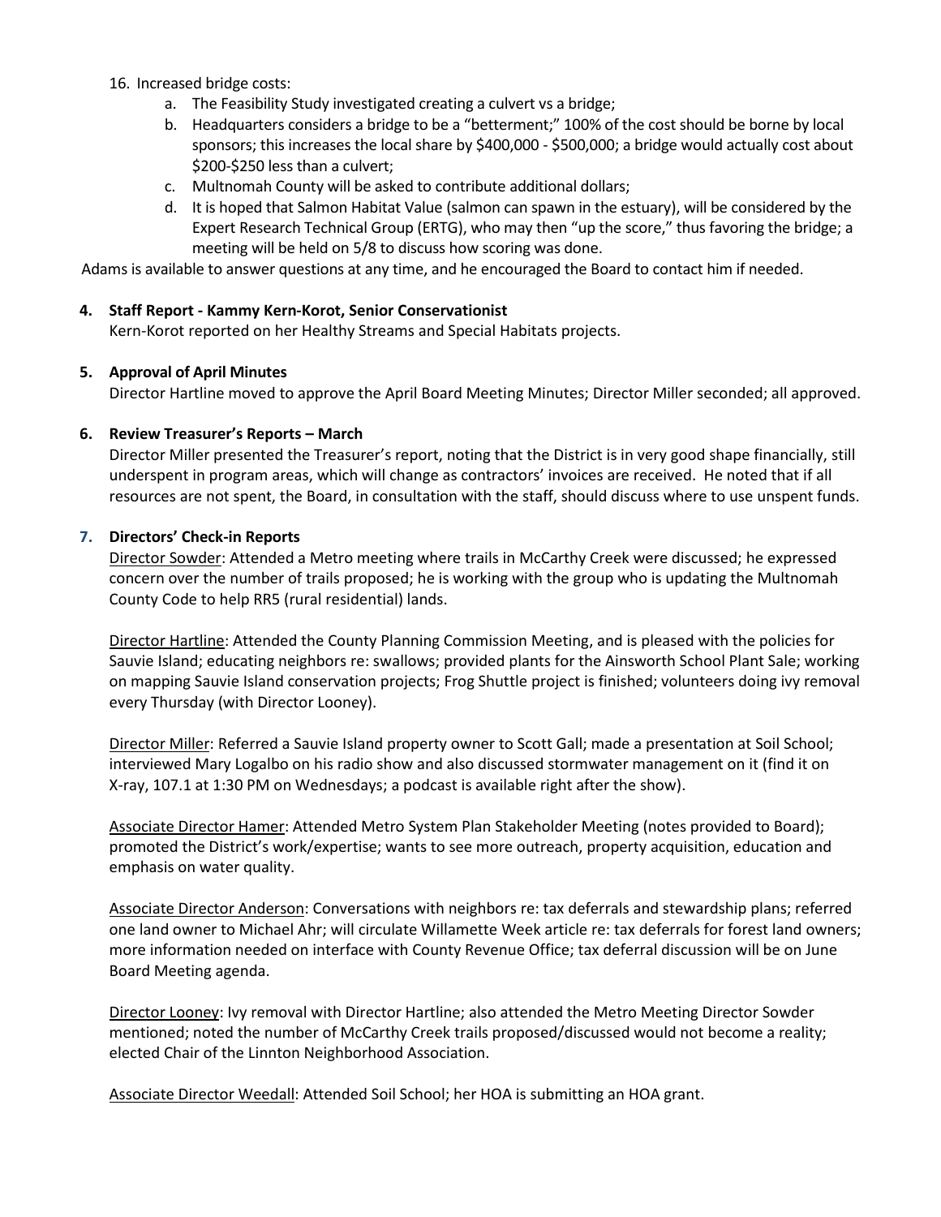16. Increased bridge costs:
    a. The Feasibility Study investigated creating a culvert vs a bridge;
    b. Headquarters considers a bridge to be a "betterment;" 100% of the cost should be borne by local sponsors; this increases the local share by $400,000 - $500,000; a bridge would actually cost about $200-$250 less than a culvert;
    c. Multnomah County will be asked to contribute additional dollars;
    d. It is hoped that Salmon Habitat Value (salmon can spawn in the estuary), will be considered by the Expert Research Technical Group (ERTG), who may then "up the score," thus favoring the bridge; a meeting will be held on 5/8 to discuss how scoring was done.

Adams is available to answer questions at any time, and he encouraged the Board to contact him if needed.

**4. Staff Report - Kammy Kern-Korot, Senior Conservationist**

Kern-Korot reported on her Healthy Streams and Special Habitats projects.

**5. Approval of April Minutes**

Director Hartline moved to approve the April Board Meeting Minutes; Director Miller seconded; all approved.

**6. Review Treasurer's Reports – March**

Director Miller presented the Treasurer's report, noting that the District is in very good shape financially, still underspent in program areas, which will change as contractors' invoices are received. He noted that if all resources are not spent, the Board, in consultation with the staff, should discuss where to use unspent funds.

**7. Directors' Check-in Reports**

Director Sowder: Attended a Metro meeting where trails in McCarthy Creek were discussed; he expressed concern over the number of trails proposed; he is working with the group who is updating the Multnomah County Code to help RR5 (rural residential) lands.

Director Hartline: Attended the County Planning Commission Meeting, and is pleased with the policies for Sauvie Island; educating neighbors re: swallows; provided plants for the Ainsworth School Plant Sale; working on mapping Sauvie Island conservation projects; Frog Shuttle project is finished; volunteers doing ivy removal every Thursday (with Director Looney).

Director Miller: Referred a Sauvie Island property owner to Scott Gall; made a presentation at Soil School; interviewed Mary Logalbo on his radio show and also discussed stormwater management on it (find it on X-ray, 107.1 at 1:30 PM on Wednesdays; a podcast is available right after the show).

Associate Director Hamer: Attended Metro System Plan Stakeholder Meeting (notes provided to Board); promoted the District's work/expertise; wants to see more outreach, property acquisition, education and emphasis on water quality.

Associate Director Anderson: Conversations with neighbors re: tax deferrals and stewardship plans; referred one land owner to Michael Ahr; will circulate Willamette Week article re: tax deferrals for forest land owners; more information needed on interface with County Revenue Office; tax deferral discussion will be on June Board Meeting agenda.

Director Looney: Ivy removal with Director Hartline; also attended the Metro Meeting Director Sowder mentioned; noted the number of McCarthy Creek trails proposed/discussed would not become a reality; elected Chair of the Linnton Neighborhood Association.

Associate Director Weedall: Attended Soil School; her HOA is submitting an HOA grant.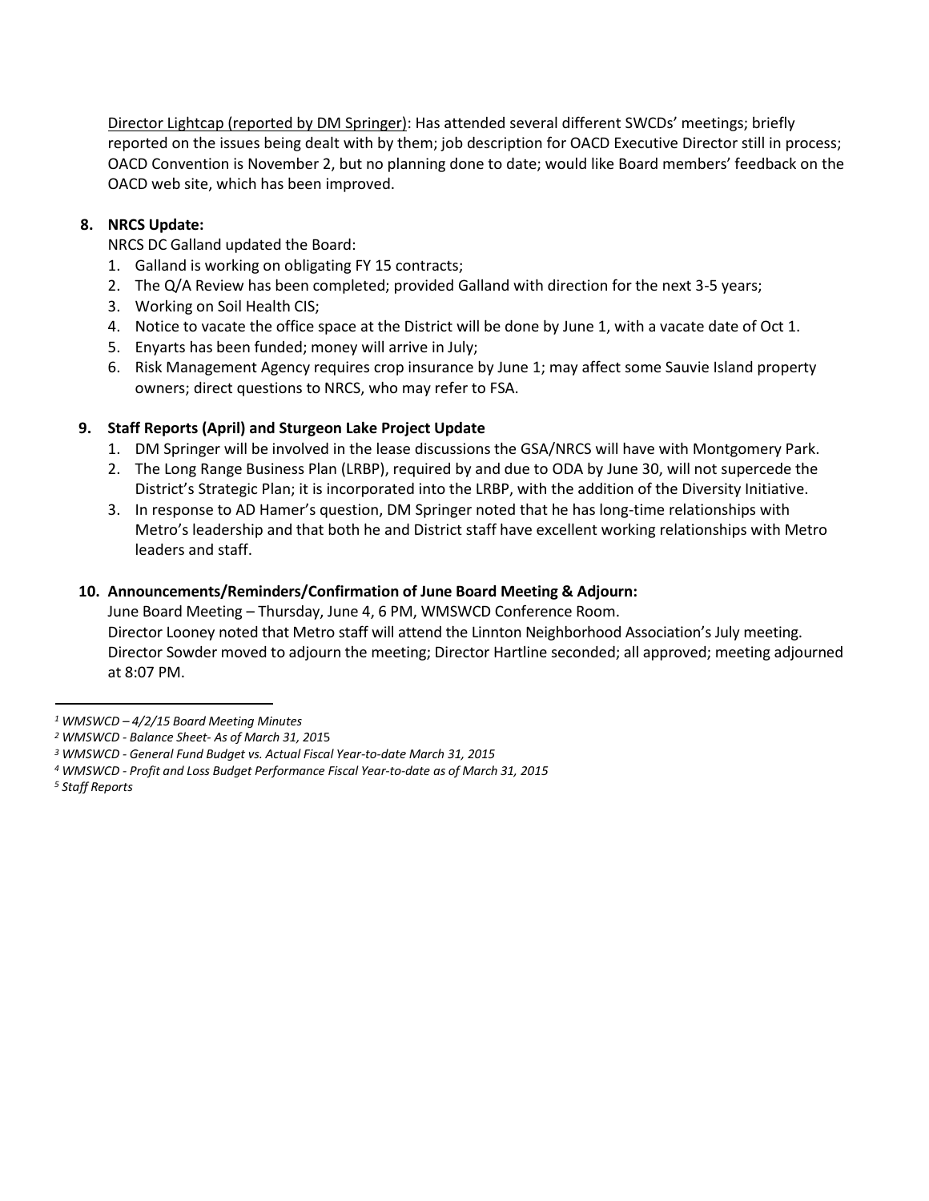Director Lightcap (reported by DM Springer): Has attended several different SWCDs' meetings; briefly reported on the issues being dealt with by them; job description for OACD Executive Director still in process; OACD Convention is November 2, but no planning done to date; would like Board members' feedback on the OACD web site, which has been improved.

**8. NRCS Update:**

NRCS DC Galland updated the Board:

1. Galland is working on obligating FY 15 contracts;
2. The Q/A Review has been completed; provided Galland with direction for the next 3-5 years;
3. Working on Soil Health CIS;
4. Notice to vacate the office space at the District will be done by June 1, with a vacate date of Oct 1.
5. Enyarts has been funded; money will arrive in July;
6. Risk Management Agency requires crop insurance by June 1; may affect some Sauvie Island property owners; direct questions to NRCS, who may refer to FSA.

**9. Staff Reports (April) and Sturgeon Lake Project Update**

1. DM Springer will be involved in the lease discussions the GSA/NRCS will have with Montgomery Park.
2. The Long Range Business Plan (LRBP), required by and due to ODA by June 30, will not supercede the District's Strategic Plan; it is incorporated into the LRBP, with the addition of the Diversity Initiative.
3. In response to AD Hamer's question, DM Springer noted that he has long-time relationships with Metro's leadership and that both he and District staff have excellent working relationships with Metro leaders and staff.

**10. Announcements/Reminders/Confirmation of June Board Meeting & Adjourn:**

June Board Meeting – Thursday, June 4, 6 PM, WMSWCD Conference Room.
Director Looney noted that Metro staff will attend the Linnton Neighborhood Association's July meeting.
Director Sowder moved to adjourn the meeting; Director Hartline seconded; all approved; meeting adjourned at 8:07 PM.

---

[1] *WMSWCD – 4/2/15 Board Meeting Minutes*
[2] *WMSWCD - Balance Sheet- As of March 31, 2015*
[3] *WMSWCD - General Fund Budget vs. Actual Fiscal Year-to-date March 31, 2015*
[4] *WMSWCD - Profit and Loss Budget Performance Fiscal Year-to-date as of March 31, 2015*
[5] *Staff Reports*